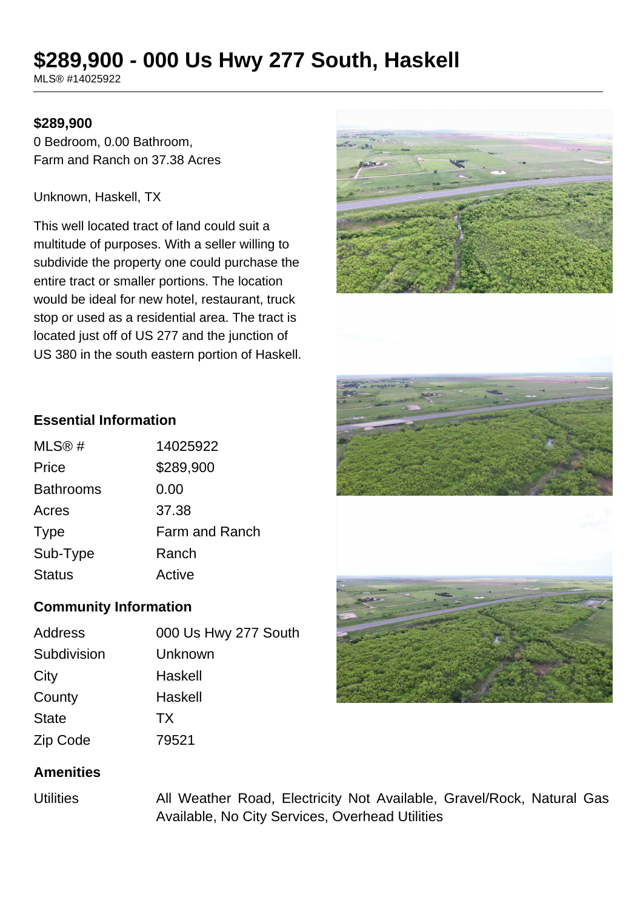# $289,900 - 000 Us Hwy 277 South, Haskell

MLS® #14025922

**$289,900**

0 Bedroom, 0.00 Bathroom,
Farm and Ranch on 37.38 Acres

Unknown, Haskell, TX

This well located tract of land could suit a multitude of purposes. With a seller willing to subdivide the property one could purchase the entire tract or smaller portions. The location would be ideal for new hotel, restaurant, truck stop or used as a residential area. The tract is located just off of US 277 and the junction of US 380 in the south eastern portion of Haskell.

## Essential Information

| | |
|---|---|
| MLS® # | 14025922 |
| Price | $289,900 |
| Bathrooms | 0.00 |
| Acres | 37.38 |
| Type | Farm and Ranch |
| Sub-Type | Ranch |
| Status | Active |

## Community Information

| | |
|---|---|
| Address | 000 Us Hwy 277 South |
| Subdivision | Unknown |
| City | Haskell |
| County | Haskell |
| State | TX |
| Zip Code | 79521 |

## Amenities

| | |
|---|---|
| Utilities | All Weather Road, Electricity Not Available, Gravel/Rock, Natural Gas Available, No City Services, Overhead Utilities |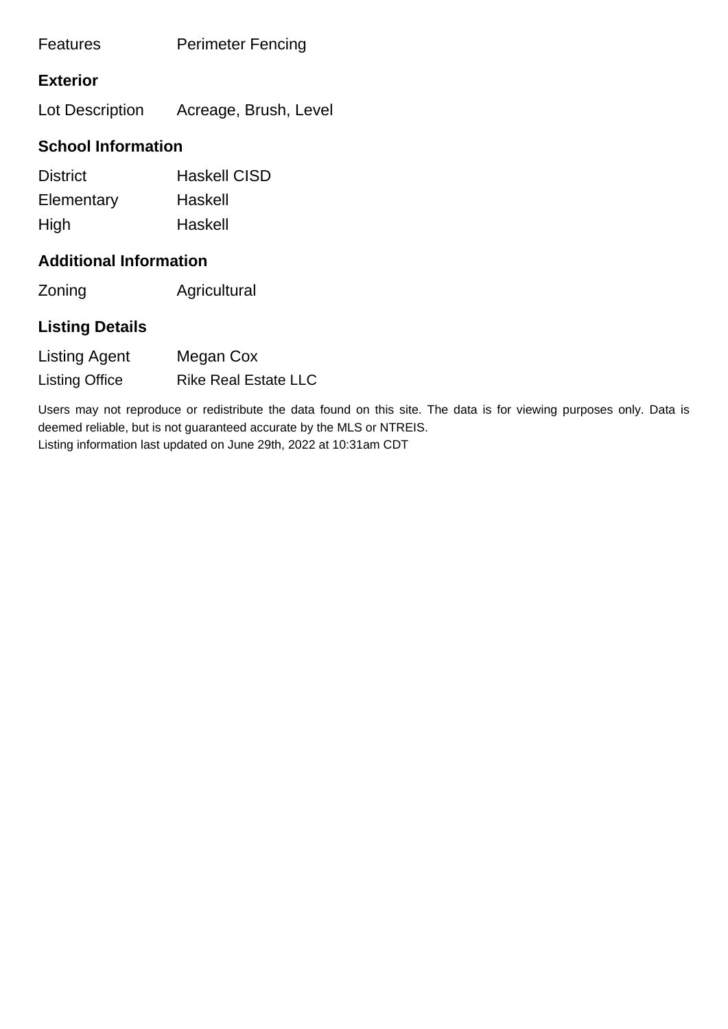| | |
|---|---|
| Features | Perimeter Fencing |

## Exterior

| | |
|---|---|
| Lot Description | Acreage, Brush, Level |

## School Information

| | |
|---|---|
| District | Haskell CISD |
| Elementary | Haskell |
| High | Haskell |

## Additional Information

| | |
|---|---|
| Zoning | Agricultural |

## Listing Details

| | |
|---|---|
| Listing Agent | Megan Cox |
| Listing Office | Rike Real Estate LLC |

Users may not reproduce or redistribute the data found on this site. The data is for viewing purposes only. Data is deemed reliable, but is not guaranteed accurate by the MLS or NTREIS.
Listing information last updated on June 29th, 2022 at 10:31am CDT